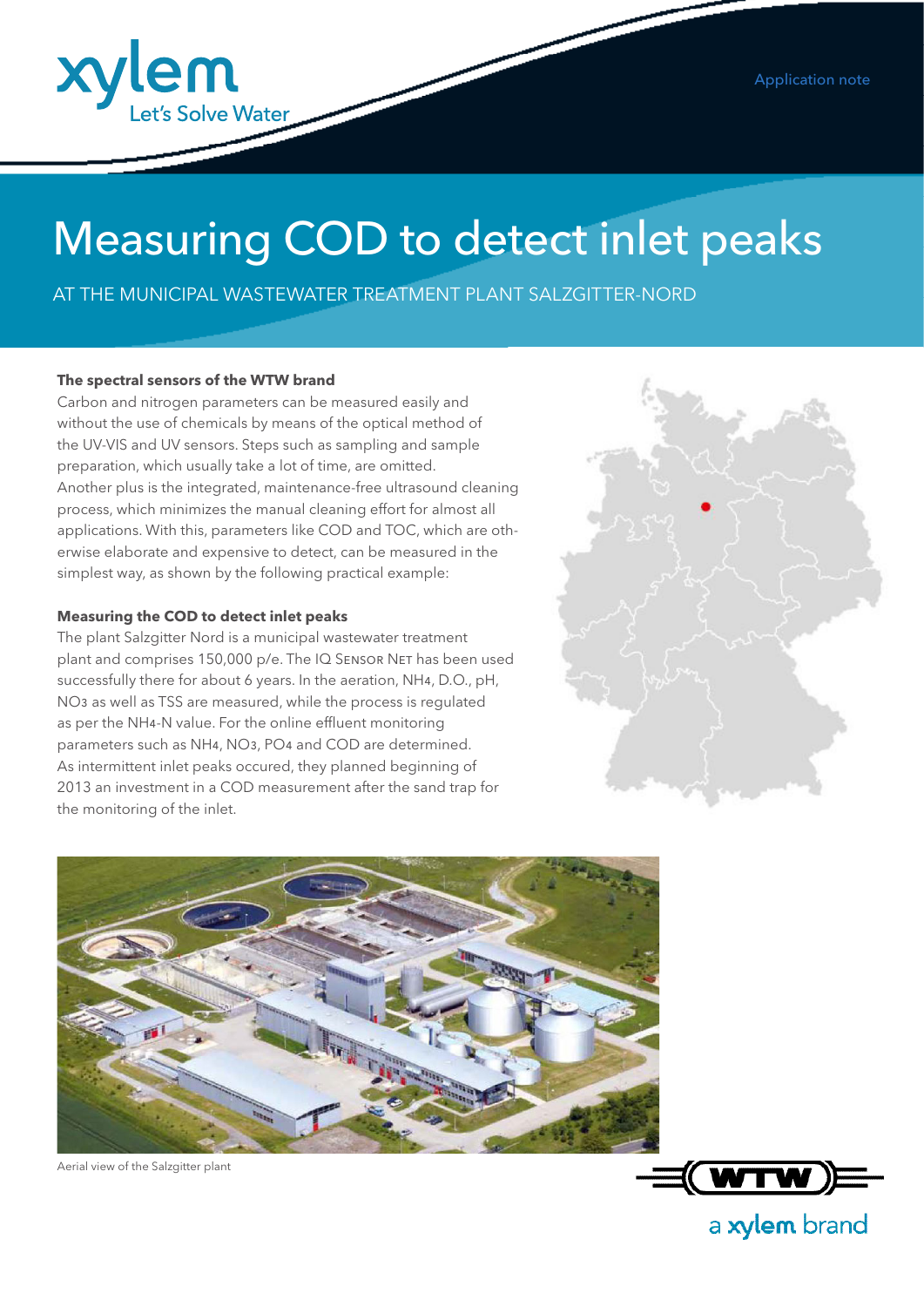Application note

# Measuring COD to detect inlet peaks

AT THE MUNICIPAL WASTEWATER TREATMENT PLANT SALZGITTER-NORD

### The spectral sensors of the WTW brand

Carbon and nitrogen parameters can be measured easily and without the use of chemicals by means of the optical method of the UV-VIS and UV sensors. Steps such as sampling and sample preparation, which usually take a lot of time, are omitted. Another plus is the integrated, maintenance-free ultrasound cleaning process, which minimizes the manual cleaning effort for almost all applications. With this, parameters like COD and TOC, which are otherwise elaborate and expensive to detect, can be measured in the simplest way, as shown by the following practical example:

### Measuring the COD to detect inlet peaks

The plant Salzgitter Nord is a municipal wastewater treatment plant and comprises 150,000 p/e. The IQ SENSOR NET has been used successfully there for about 6 years. In the aeration, $NH_4$, D.O., pH, $NO_3$ as well as TSS are measured, while the process is regulated as per the $NH_4$-N value. For the online effluent monitoring parameters such as $NH_4$, $NO_3$, $PO_4$ and COD are determined. As intermittent inlet peaks occured, they planned beginning of 2013 an investment in a COD measurement after the sand trap for the monitoring of the inlet.

Aerial view of the Salzgitter plant

WTW a xylem brand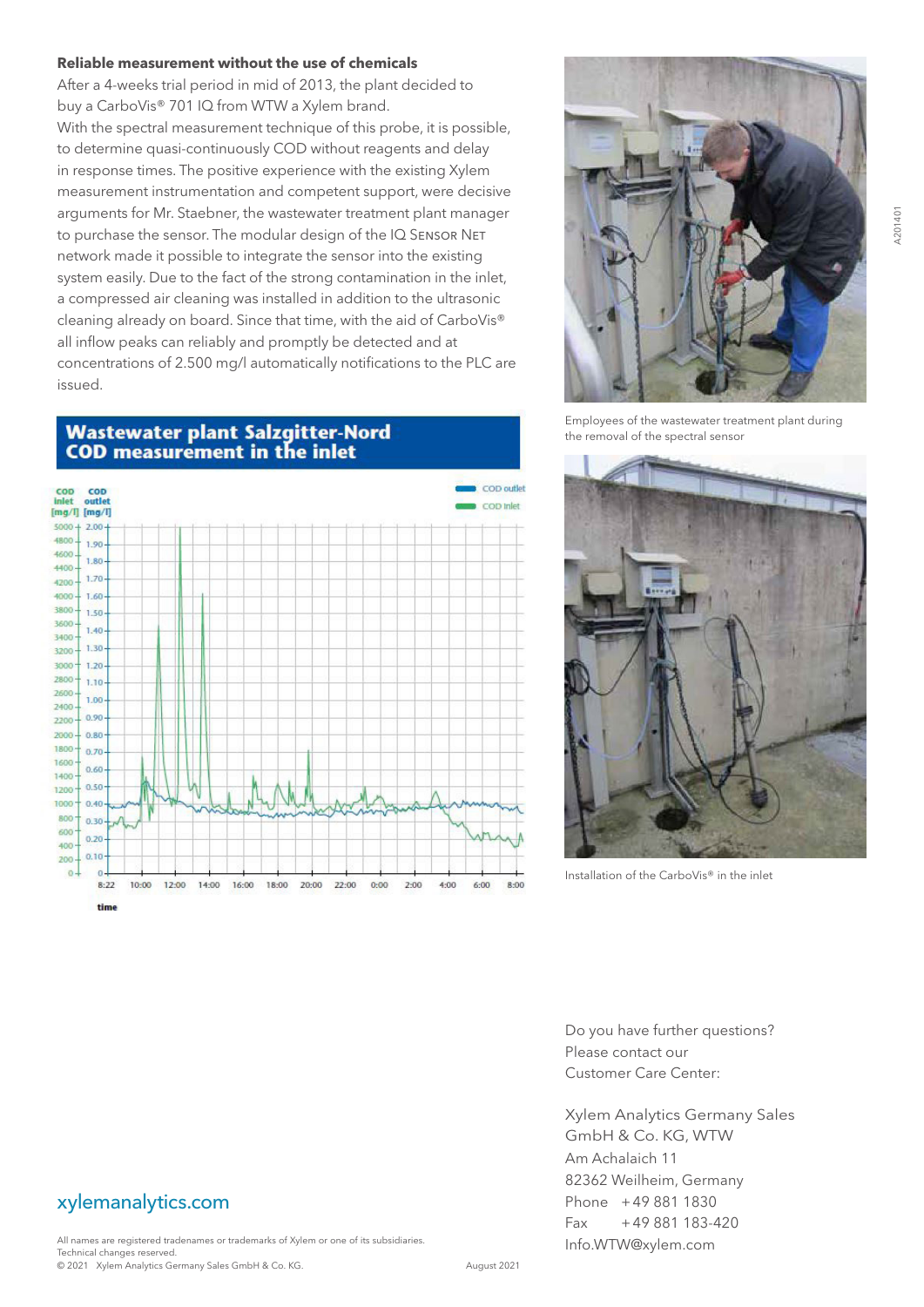**Reliable measurement without the use of chemicals**

After a 4-weeks trial period in mid of 2013, the plant decided to buy a CarboVis® 701 IQ from WTW a Xylem brand.
With the spectral measurement technique of this probe, it is possible, to determine quasi-continuously COD without reagents and delay in response times. The positive experience with the existing Xylem measurement instrumentation and competent support, were decisive arguments for Mr. Staebner, the wastewater treatment plant manager to purchase the sensor. The modular design of the IQ Sensor Net network made it possible to integrate the sensor into the existing system easily. Due to the fact of the strong contamination in the inlet, a compressed air cleaning was installed in addition to the ultrasonic cleaning already on board. Since that time, with the aid of CarboVis® all inflow peaks can reliably and promptly be detected and at concentrations of 2.500 mg/l automatically notifications to the PLC are issued.

**Wastewater plant Salzgitter-Nord**
**COD measurement in the inlet**

COD inlet [mg/l]
COD outlet [mg/l]

COD outlet
COD inlet

5000 4800 4600 4400 4200 4000 3800 3600 3400 3200 3000 2800 2600 2400 2200 2000 1800 1600 1400 1200 1000 800 600 400 200 0

2.00 1.90 1.80 1.70 1.60 1.50 1.40 1.30 1.20 1.10 1.00 0.90 0.80 0.70 0.60 0.50 0.40 0.30 0.20 0.10 0

8:22 10:00 12:00 14:00 16:00 18:00 20:00 22:00 0:00 2:00 4:00 6:00 8:00

time

Employees of the wastewater treatment plant during the removal of the spectral sensor

Installation of the CarboVis® in the inlet

Do you have further questions?
Please contact our
Customer Care Center:

Xylem Analytics Germany Sales
GmbH & Co. KG, WTW
Am Achalaich 11
82362 Weilheim, Germany
Phone +49 881 1830
Fax +49 881 183-420
Info.WTW@xylem.com

xylemanalytics.com

All names are registered tradenames or trademarks of Xylem or one of its subsidiaries.
Technical changes reserved.
© 2021 Xylem Analytics Germany Sales GmbH & Co. KG.

August 2021

A201401